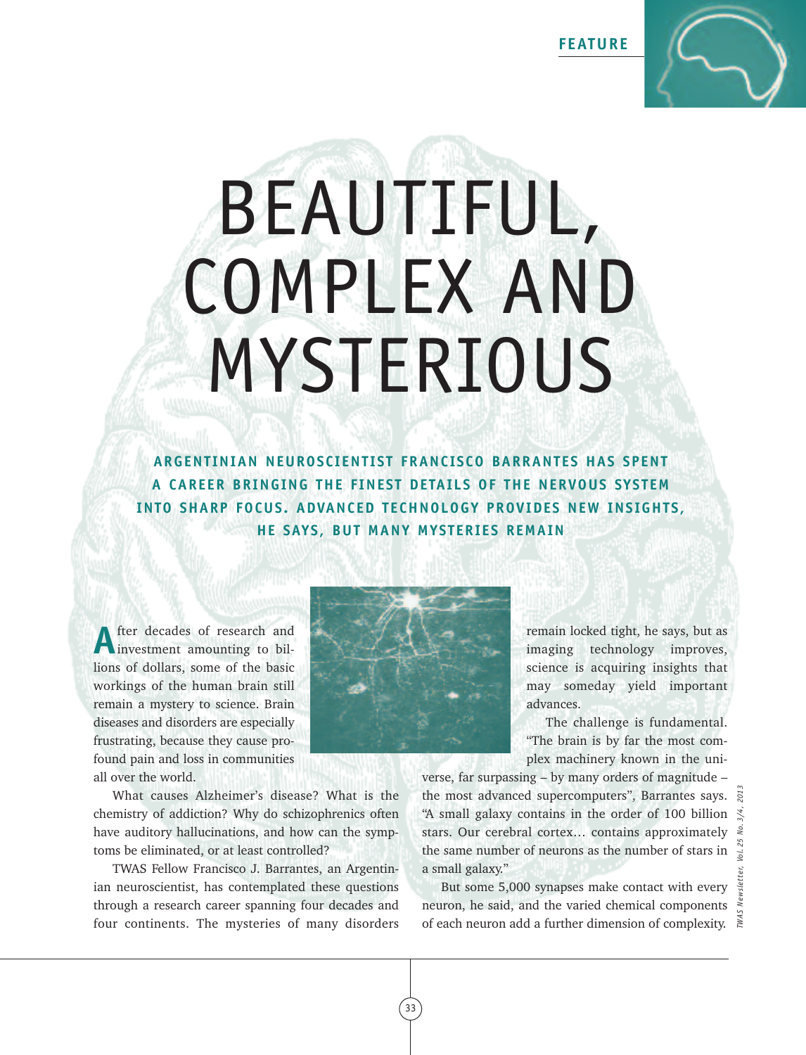FEATURE

# BEAUTIFUL, COMPLEX AND MYSTERIOUS

**ARGENTINIAN NEUROSCIENTIST FRANCISCO BARRANTES HAS SPENT A CAREER BRINGING THE FINEST DETAILS OF THE NERVOUS SYSTEM INTO SHARP FOCUS. ADVANCED TECHNOLOGY PROVIDES NEW INSIGHTS, HE SAYS, BUT MANY MYSTERIES REMAIN**

After decades of research and investment amounting to billions of dollars, some of the basic workings of the human brain still remain a mystery to science. Brain diseases and disorders are especially frustrating, because they cause profound pain and loss in communities all over the world.

What causes Alzheimer's disease? What is the chemistry of addiction? Why do schizophrenics often have auditory hallucinations, and how can the symptoms be eliminated, or at least controlled?

TWAS Fellow Francisco J. Barrantes, an Argentinian neuroscientist, has contemplated these questions through a research career spanning four decades and four continents. The mysteries of many disorders remain locked tight, he says, but as imaging technology improves, science is acquiring insights that may someday yield important advances.

The challenge is fundamental. "The brain is by far the most complex machinery known in the universe, far surpassing – by many orders of magnitude – the most advanced supercomputers", Barrantes says. "A small galaxy contains in the order of 100 billion stars. Our cerebral cortex... contains approximately the same number of neurons as the number of stars in a small galaxy."

But some 5,000 synapses make contact with every neuron, he said, and the varied chemical components of each neuron add a further dimension of complexity.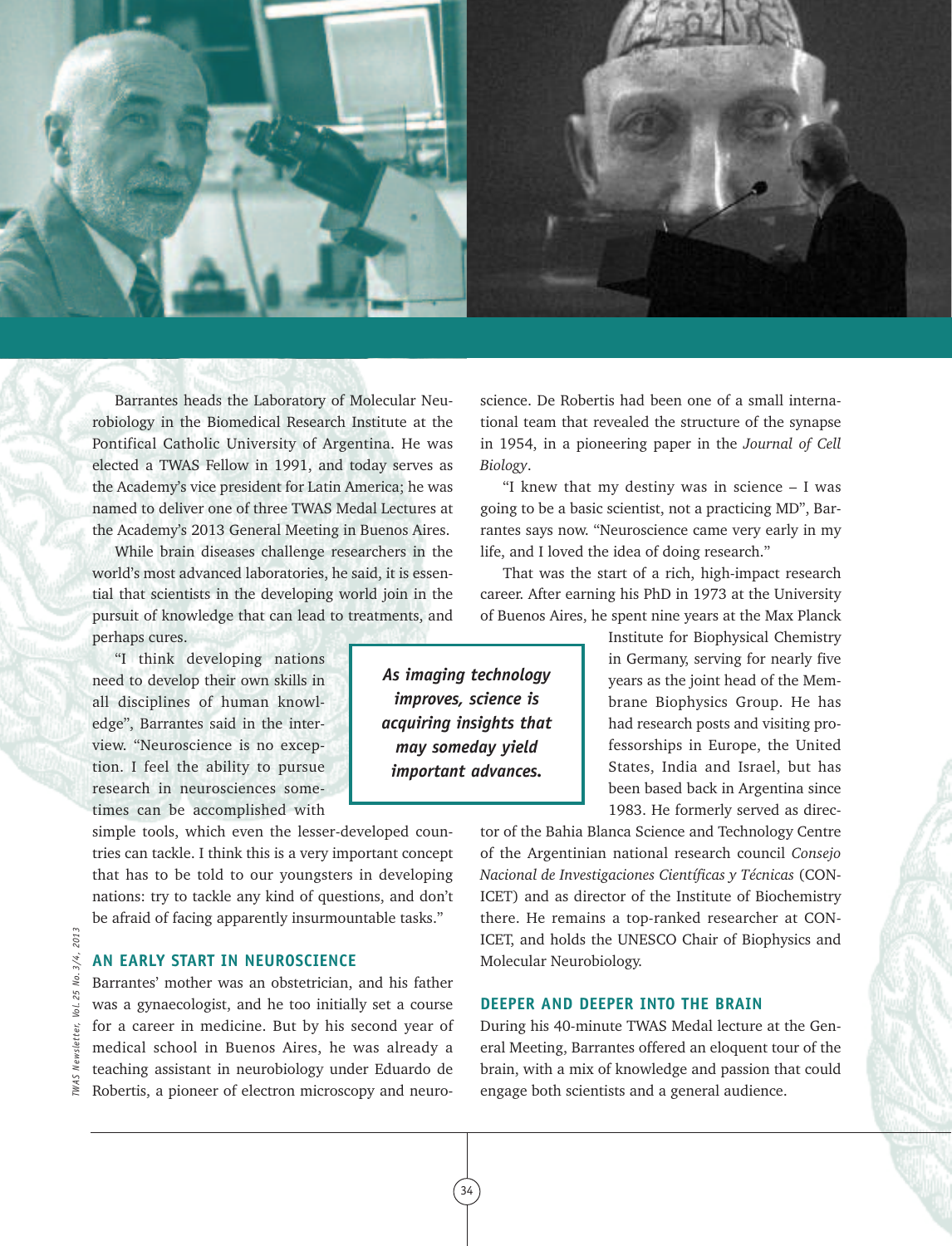Barrantes heads the Laboratory of Molecular Neurobiology in the Biomedical Research Institute at the Pontifical Catholic University of Argentina. He was elected a TWAS Fellow in 1991, and today serves as the Academy's vice president for Latin America; he was named to deliver one of three TWAS Medal Lectures at the Academy's 2013 General Meeting in Buenos Aires.

While brain diseases challenge researchers in the world's most advanced laboratories, he said, it is essential that scientists in the developing world join in the pursuit of knowledge that can lead to treatments, and perhaps cures.

"I think developing nations need to develop their own skills in all disciplines of human knowledge", Barrantes said in the interview. "Neuroscience is no exception. I feel the ability to pursue research in neurosciences sometimes can be accomplished with simple tools, which even the lesser-developed countries can tackle. I think this is a very important concept that has to be told to our youngsters in developing nations: try to tackle any kind of questions, and don't be afraid of facing apparently insurmountable tasks."

> ***As imaging technology improves, science is acquiring insights that may someday yield important advances.***

## AN EARLY START IN NEUROSCIENCE

Barrantes' mother was an obstetrician, and his father was a gynaecologist, and he too initially set a course for a career in medicine. But by his second year of medical school in Buenos Aires, he was already a teaching assistant in neurobiology under Eduardo de Robertis, a pioneer of electron microscopy and neuroscience. De Robertis had been one of a small international team that revealed the structure of the synapse in 1954, in a pioneering paper in the *Journal of Cell Biology*.

"I knew that my destiny was in science – I was going to be a basic scientist, not a practicing MD", Barrantes says now. "Neuroscience came very early in my life, and I loved the idea of doing research."

That was the start of a rich, high-impact research career. After earning his PhD in 1973 at the University of Buenos Aires, he spent nine years at the Max Planck Institute for Biophysical Chemistry in Germany, serving for nearly five years as the joint head of the Membrane Biophysics Group. He has had research posts and visiting professorships in Europe, the United States, India and Israel, but has been based back in Argentina since 1983. He formerly served as director of the Bahia Blanca Science and Technology Centre of the Argentinian national research council *Consejo Nacional de Investigaciones Científicas y Técnicas* (CONICET) and as director of the Institute of Biochemistry there. He remains a top-ranked researcher at CONICET, and holds the UNESCO Chair of Biophysics and Molecular Neurobiology.

## DEEPER AND DEEPER INTO THE BRAIN

During his 40-minute TWAS Medal lecture at the General Meeting, Barrantes offered an eloquent tour of the brain, with a mix of knowledge and passion that could engage both scientists and a general audience.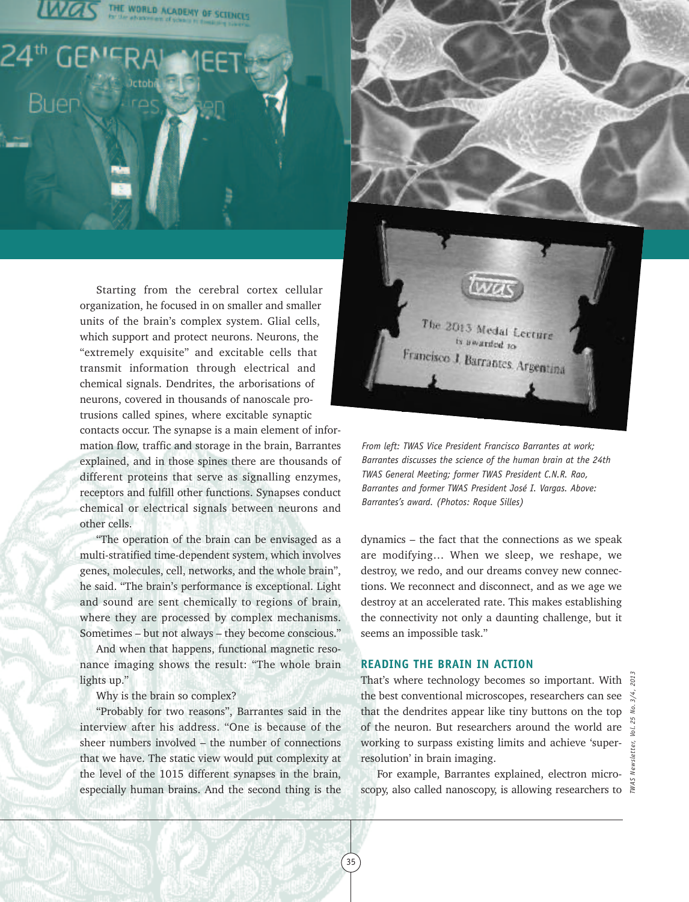Starting from the cerebral cortex cellular organization, he focused in on smaller and smaller units of the brain's complex system. Glial cells, which support and protect neurons. Neurons, the "extremely exquisite" and excitable cells that transmit information through electrical and chemical signals. Dendrites, the arborisations of neurons, covered in thousands of nanoscale protrusions called spines, where excitable synaptic contacts occur. The synapse is a main element of information flow, traffic and storage in the brain, Barrantes explained, and in those spines there are thousands of different proteins that serve as signalling enzymes, receptors and fulfill other functions. Synapses conduct chemical or electrical signals between neurons and other cells.

"The operation of the brain can be envisaged as a multi-stratified time-dependent system, which involves genes, molecules, cell, networks, and the whole brain", he said. "The brain's performance is exceptional. Light and sound are sent chemically to regions of brain, where they are processed by complex mechanisms. Sometimes – but not always – they become conscious."

And when that happens, functional magnetic resonance imaging shows the result: "The whole brain lights up."

Why is the brain so complex?

"Probably for two reasons", Barrantes said in the interview after his address. "One is because of the sheer numbers involved – the number of connections that we have. The static view would put complexity at the level of the 1015 different synapses in the brain, especially human brains. And the second thing is the dynamics – the fact that the connections as we speak are modifying… When we sleep, we reshape, we destroy, we redo, and our dreams convey new connections. We reconnect and disconnect, and as we age we destroy at an accelerated rate. This makes establishing the connectivity not only a daunting challenge, but it seems an impossible task."

*From left: TWAS Vice President Francisco Barrantes at work; Barrantes discusses the science of the human brain at the 24th TWAS General Meeting; former TWAS President C.N.R. Rao, Barrantes and former TWAS President José I. Vargas. Above: Barrantes's award. (Photos: Roque Silles)*

## READING THE BRAIN IN ACTION

That's where technology becomes so important. With the best conventional microscopes, researchers can see that the dendrites appear like tiny buttons on the top of the neuron. But researchers around the world are working to surpass existing limits and achieve 'super-resolution' in brain imaging.

For example, Barrantes explained, electron microscopy, also called nanoscopy, is allowing researchers to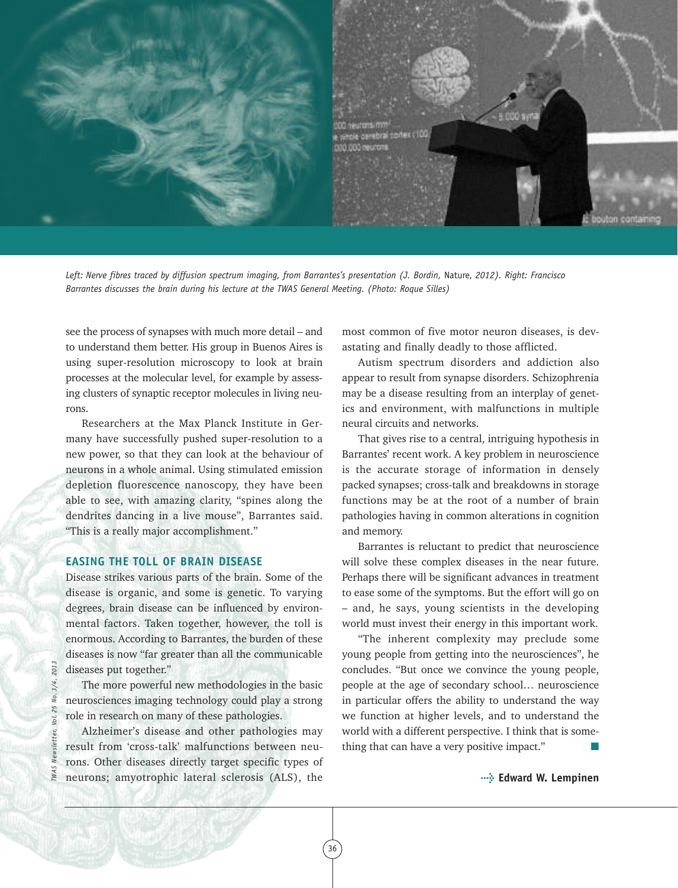*Left: Nerve fibres traced by diffusion spectrum imaging, from Barrantes's presentation (J. Bordin,* Nature*, 2012). Right: Francisco Barrantes discusses the brain during his lecture at the TWAS General Meeting. (Photo: Roque Silles)*

see the process of synapses with much more detail – and to understand them better. His group in Buenos Aires is using super-resolution microscopy to look at brain processes at the molecular level, for example by assessing clusters of synaptic receptor molecules in living neurons.

Researchers at the Max Planck Institute in Germany have successfully pushed super-resolution to a new power, so that they can look at the behaviour of neurons in a whole animal. Using stimulated emission depletion fluorescence nanoscopy, they have been able to see, with amazing clarity, "spines along the dendrites dancing in a live mouse", Barrantes said. "This is a really major accomplishment."

### EASING THE TOLL OF BRAIN DISEASE

Disease strikes various parts of the brain. Some of the disease is organic, and some is genetic. To varying degrees, brain disease can be influenced by environmental factors. Taken together, however, the toll is enormous. According to Barrantes, the burden of these diseases is now "far greater than all the communicable diseases put together."

The more powerful new methodologies in the basic neurosciences imaging technology could play a strong role in research on many of these pathologies.

Alzheimer's disease and other pathologies may result from 'cross-talk' malfunctions between neurons. Other diseases directly target specific types of neurons; amyotrophic lateral sclerosis (ALS), the most common of five motor neuron diseases, is devastating and finally deadly to those afflicted.

Autism spectrum disorders and addiction also appear to result from synapse disorders. Schizophrenia may be a disease resulting from an interplay of genetics and environment, with malfunctions in multiple neural circuits and networks.

That gives rise to a central, intriguing hypothesis in Barrantes' recent work. A key problem in neuroscience is the accurate storage of information in densely packed synapses; cross-talk and breakdowns in storage functions may be at the root of a number of brain pathologies having in common alterations in cognition and memory.

Barrantes is reluctant to predict that neuroscience will solve these complex diseases in the near future. Perhaps there will be significant advances in treatment to ease some of the symptoms. But the effort will go on – and, he says, young scientists in the developing world must invest their energy in this important work.

"The inherent complexity may preclude some young people from getting into the neurosciences", he concludes. "But once we convince the young people, people at the age of secondary school… neuroscience in particular offers the ability to understand the way we function at higher levels, and to understand the world with a different perspective. I think that is something that can have a very positive impact."

**Edward W. Lempinen**